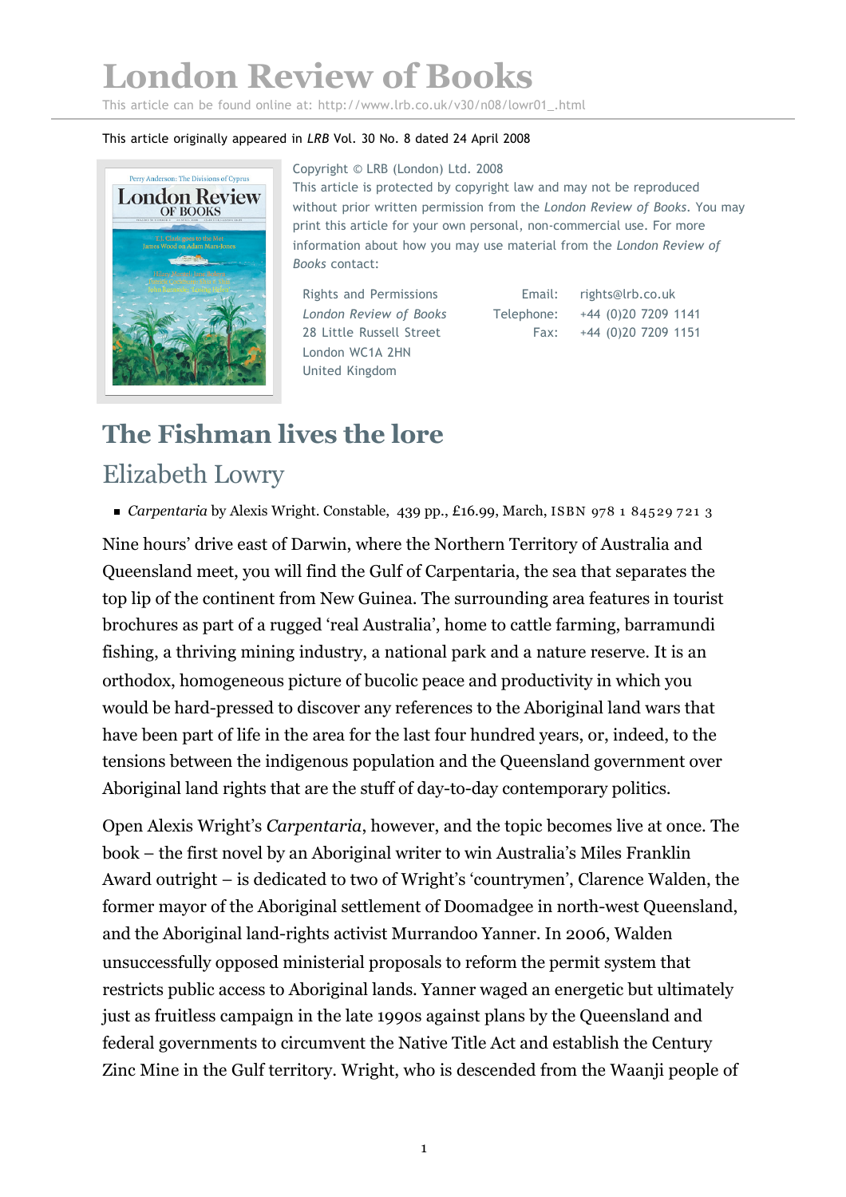# London Review of Books

This article can be found online at: http://www.lrb.co.uk/v30/n08/lowr01_.html

This article originally appeared in *LRB* Vol. 30 No. 8 dated 24 April 2008

Copyright © LRB (London) Ltd. 2008
This article is protected by copyright law and may not be reproduced without prior written permission from the *London Review of Books*. You may print this article for your own personal, non-commercial use. For more information about how you may use material from the *London Review of Books* contact:

Rights and Permissions
*London Review of Books*
28 Little Russell Street
London WC1A 2HN
United Kingdom

Email: rights@lrb.co.uk
Telephone: +44 (0)20 7209 1141
Fax: +44 (0)20 7209 1151

## The Fishman lives the lore

### Elizabeth Lowry

- *Carpentaria* by Alexis Wright. Constable, 439 pp., £16.99, March, ISBN 978 1 84529 721 3

Nine hours' drive east of Darwin, where the Northern Territory of Australia and Queensland meet, you will find the Gulf of Carpentaria, the sea that separates the top lip of the continent from New Guinea. The surrounding area features in tourist brochures as part of a rugged 'real Australia', home to cattle farming, barramundi fishing, a thriving mining industry, a national park and a nature reserve. It is an orthodox, homogeneous picture of bucolic peace and productivity in which you would be hard-pressed to discover any references to the Aboriginal land wars that have been part of life in the area for the last four hundred years, or, indeed, to the tensions between the indigenous population and the Queensland government over Aboriginal land rights that are the stuff of day-to-day contemporary politics.

Open Alexis Wright's *Carpentaria*, however, and the topic becomes live at once. The book – the first novel by an Aboriginal writer to win Australia's Miles Franklin Award outright – is dedicated to two of Wright's 'countrymen', Clarence Walden, the former mayor of the Aboriginal settlement of Doomadgee in north-west Queensland, and the Aboriginal land-rights activist Murrandoo Yanner. In 2006, Walden unsuccessfully opposed ministerial proposals to reform the permit system that restricts public access to Aboriginal lands. Yanner waged an energetic but ultimately just as fruitless campaign in the late 1990s against plans by the Queensland and federal governments to circumvent the Native Title Act and establish the Century Zinc Mine in the Gulf territory. Wright, who is descended from the Waanji people of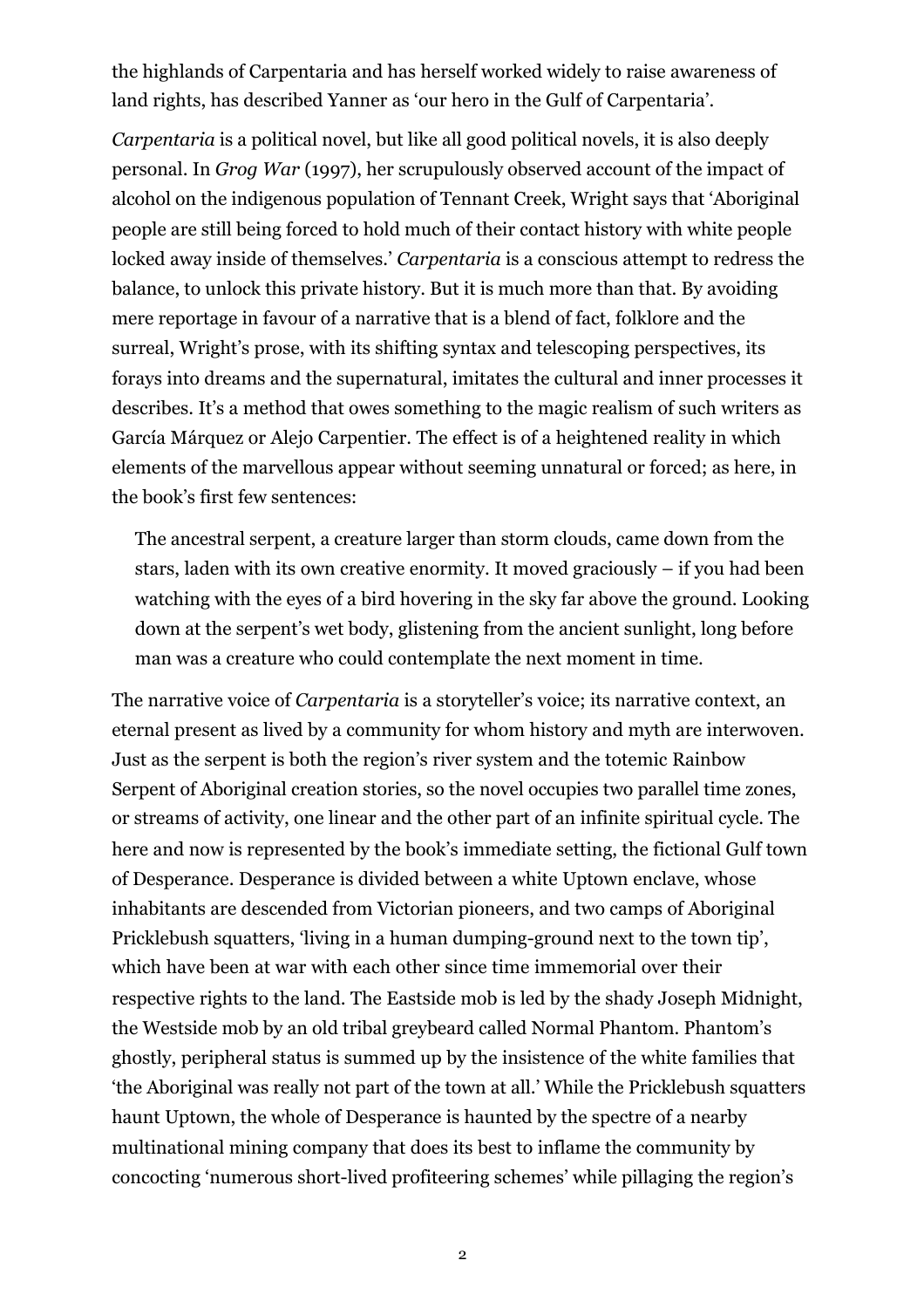the highlands of Carpentaria and has herself worked widely to raise awareness of land rights, has described Yanner as 'our hero in the Gulf of Carpentaria'.

*Carpentaria* is a political novel, but like all good political novels, it is also deeply personal. In *Grog War* (1997), her scrupulously observed account of the impact of alcohol on the indigenous population of Tennant Creek, Wright says that 'Aboriginal people are still being forced to hold much of their contact history with white people locked away inside of themselves.' *Carpentaria* is a conscious attempt to redress the balance, to unlock this private history. But it is much more than that. By avoiding mere reportage in favour of a narrative that is a blend of fact, folklore and the surreal, Wright's prose, with its shifting syntax and telescoping perspectives, its forays into dreams and the supernatural, imitates the cultural and inner processes it describes. It's a method that owes something to the magic realism of such writers as García Márquez or Alejo Carpentier. The effect is of a heightened reality in which elements of the marvellous appear without seeming unnatural or forced; as here, in the book's first few sentences:

> The ancestral serpent, a creature larger than storm clouds, came down from the stars, laden with its own creative enormity. It moved graciously – if you had been watching with the eyes of a bird hovering in the sky far above the ground. Looking down at the serpent's wet body, glistening from the ancient sunlight, long before man was a creature who could contemplate the next moment in time.

The narrative voice of *Carpentaria* is a storyteller's voice; its narrative context, an eternal present as lived by a community for whom history and myth are interwoven. Just as the serpent is both the region's river system and the totemic Rainbow Serpent of Aboriginal creation stories, so the novel occupies two parallel time zones, or streams of activity, one linear and the other part of an infinite spiritual cycle. The here and now is represented by the book's immediate setting, the fictional Gulf town of Desperance. Desperance is divided between a white Uptown enclave, whose inhabitants are descended from Victorian pioneers, and two camps of Aboriginal Pricklebush squatters, 'living in a human dumping-ground next to the town tip', which have been at war with each other since time immemorial over their respective rights to the land. The Eastside mob is led by the shady Joseph Midnight, the Westside mob by an old tribal greybeard called Normal Phantom. Phantom's ghostly, peripheral status is summed up by the insistence of the white families that 'the Aboriginal was really not part of the town at all.' While the Pricklebush squatters haunt Uptown, the whole of Desperance is haunted by the spectre of a nearby multinational mining company that does its best to inflame the community by concocting 'numerous short-lived profiteering schemes' while pillaging the region's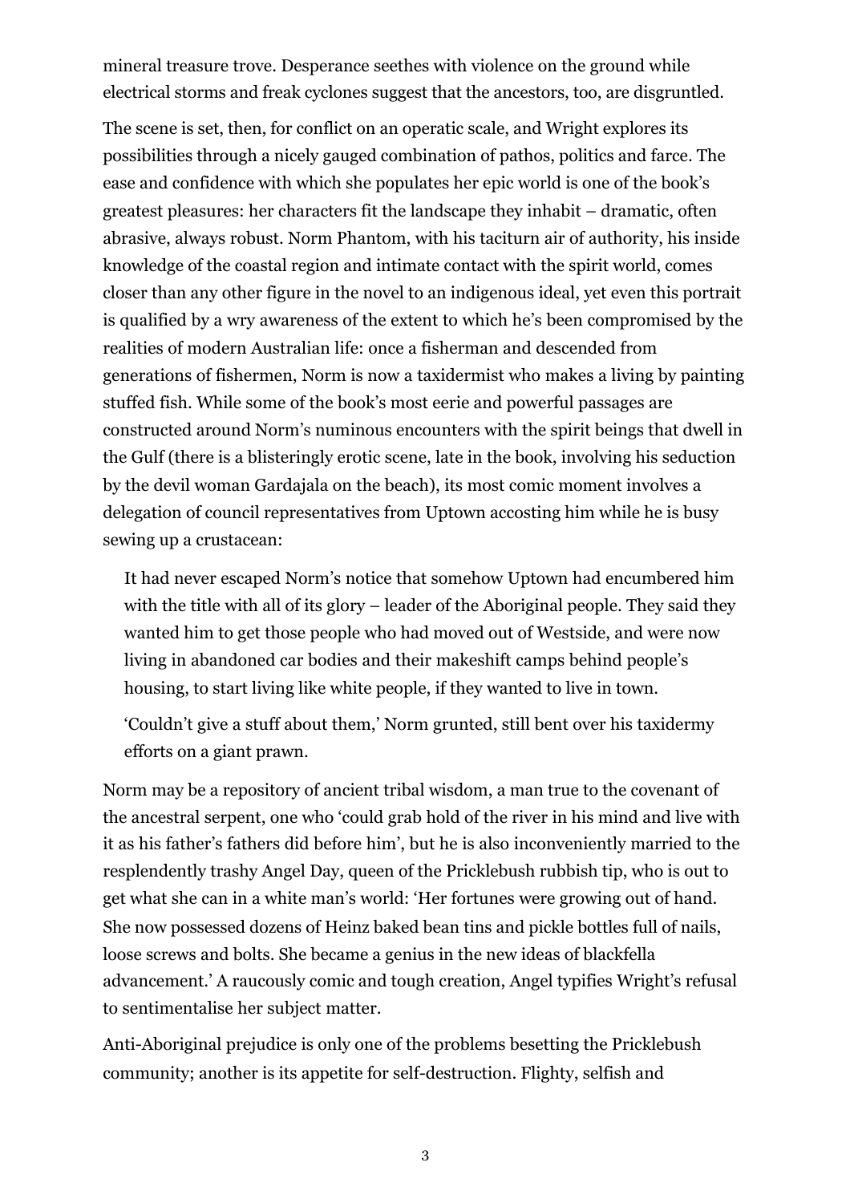mineral treasure trove. Desperance seethes with violence on the ground while electrical storms and freak cyclones suggest that the ancestors, too, are disgruntled.

The scene is set, then, for conflict on an operatic scale, and Wright explores its possibilities through a nicely gauged combination of pathos, politics and farce. The ease and confidence with which she populates her epic world is one of the book's greatest pleasures: her characters fit the landscape they inhabit – dramatic, often abrasive, always robust. Norm Phantom, with his taciturn air of authority, his inside knowledge of the coastal region and intimate contact with the spirit world, comes closer than any other figure in the novel to an indigenous ideal, yet even this portrait is qualified by a wry awareness of the extent to which he's been compromised by the realities of modern Australian life: once a fisherman and descended from generations of fishermen, Norm is now a taxidermist who makes a living by painting stuffed fish. While some of the book's most eerie and powerful passages are constructed around Norm's numinous encounters with the spirit beings that dwell in the Gulf (there is a blisteringly erotic scene, late in the book, involving his seduction by the devil woman Gardajala on the beach), its most comic moment involves a delegation of council representatives from Uptown accosting him while he is busy sewing up a crustacean:

> It had never escaped Norm's notice that somehow Uptown had encumbered him with the title with all of its glory – leader of the Aboriginal people. They said they wanted him to get those people who had moved out of Westside, and were now living in abandoned car bodies and their makeshift camps behind people's housing, to start living like white people, if they wanted to live in town.
>
> 'Couldn't give a stuff about them,' Norm grunted, still bent over his taxidermy efforts on a giant prawn.

Norm may be a repository of ancient tribal wisdom, a man true to the covenant of the ancestral serpent, one who 'could grab hold of the river in his mind and live with it as his father's fathers did before him', but he is also inconveniently married to the resplendently trashy Angel Day, queen of the Pricklebush rubbish tip, who is out to get what she can in a white man's world: 'Her fortunes were growing out of hand. She now possessed dozens of Heinz baked bean tins and pickle bottles full of nails, loose screws and bolts. She became a genius in the new ideas of blackfella advancement.' A raucously comic and tough creation, Angel typifies Wright's refusal to sentimentalise her subject matter.

Anti-Aboriginal prejudice is only one of the problems besetting the Pricklebush community; another is its appetite for self-destruction. Flighty, selfish and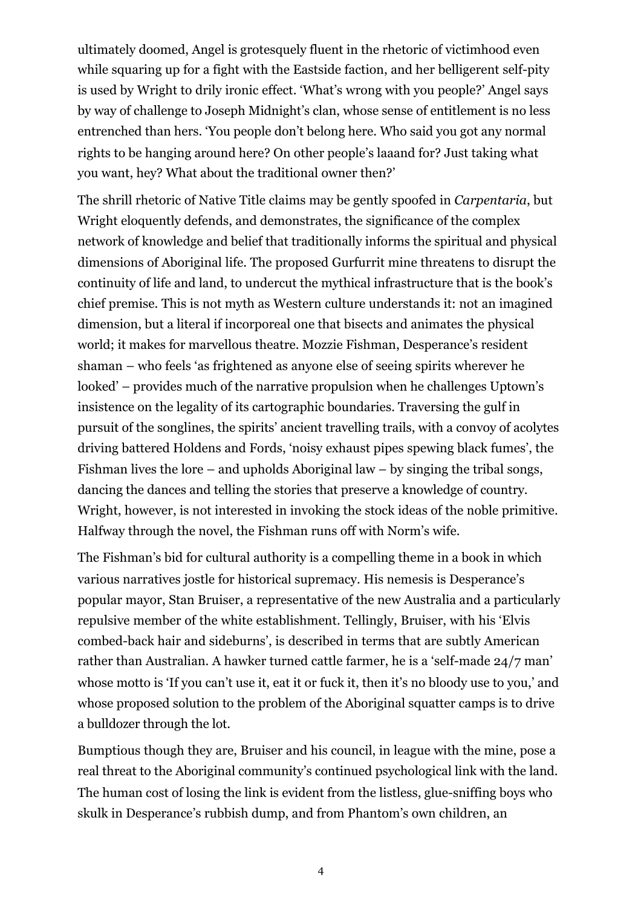ultimately doomed, Angel is grotesquely fluent in the rhetoric of victimhood even while squaring up for a fight with the Eastside faction, and her belligerent self-pity is used by Wright to drily ironic effect. 'What's wrong with you people?' Angel says by way of challenge to Joseph Midnight's clan, whose sense of entitlement is no less entrenched than hers. 'You people don't belong here. Who said you got any normal rights to be hanging around here? On other people's laaand for? Just taking what you want, hey? What about the traditional owner then?'

The shrill rhetoric of Native Title claims may be gently spoofed in *Carpentaria*, but Wright eloquently defends, and demonstrates, the significance of the complex network of knowledge and belief that traditionally informs the spiritual and physical dimensions of Aboriginal life. The proposed Gurfurrit mine threatens to disrupt the continuity of life and land, to undercut the mythical infrastructure that is the book's chief premise. This is not myth as Western culture understands it: not an imagined dimension, but a literal if incorporeal one that bisects and animates the physical world; it makes for marvellous theatre. Mozzie Fishman, Desperance's resident shaman – who feels 'as frightened as anyone else of seeing spirits wherever he looked' – provides much of the narrative propulsion when he challenges Uptown's insistence on the legality of its cartographic boundaries. Traversing the gulf in pursuit of the songlines, the spirits' ancient travelling trails, with a convoy of acolytes driving battered Holdens and Fords, 'noisy exhaust pipes spewing black fumes', the Fishman lives the lore – and upholds Aboriginal law – by singing the tribal songs, dancing the dances and telling the stories that preserve a knowledge of country. Wright, however, is not interested in invoking the stock ideas of the noble primitive. Halfway through the novel, the Fishman runs off with Norm's wife.

The Fishman's bid for cultural authority is a compelling theme in a book in which various narratives jostle for historical supremacy. His nemesis is Desperance's popular mayor, Stan Bruiser, a representative of the new Australia and a particularly repulsive member of the white establishment. Tellingly, Bruiser, with his 'Elvis combed-back hair and sideburns', is described in terms that are subtly American rather than Australian. A hawker turned cattle farmer, he is a 'self-made 24/7 man' whose motto is 'If you can't use it, eat it or fuck it, then it's no bloody use to you,' and whose proposed solution to the problem of the Aboriginal squatter camps is to drive a bulldozer through the lot.

Bumptious though they are, Bruiser and his council, in league with the mine, pose a real threat to the Aboriginal community's continued psychological link with the land. The human cost of losing the link is evident from the listless, glue-sniffing boys who skulk in Desperance's rubbish dump, and from Phantom's own children, an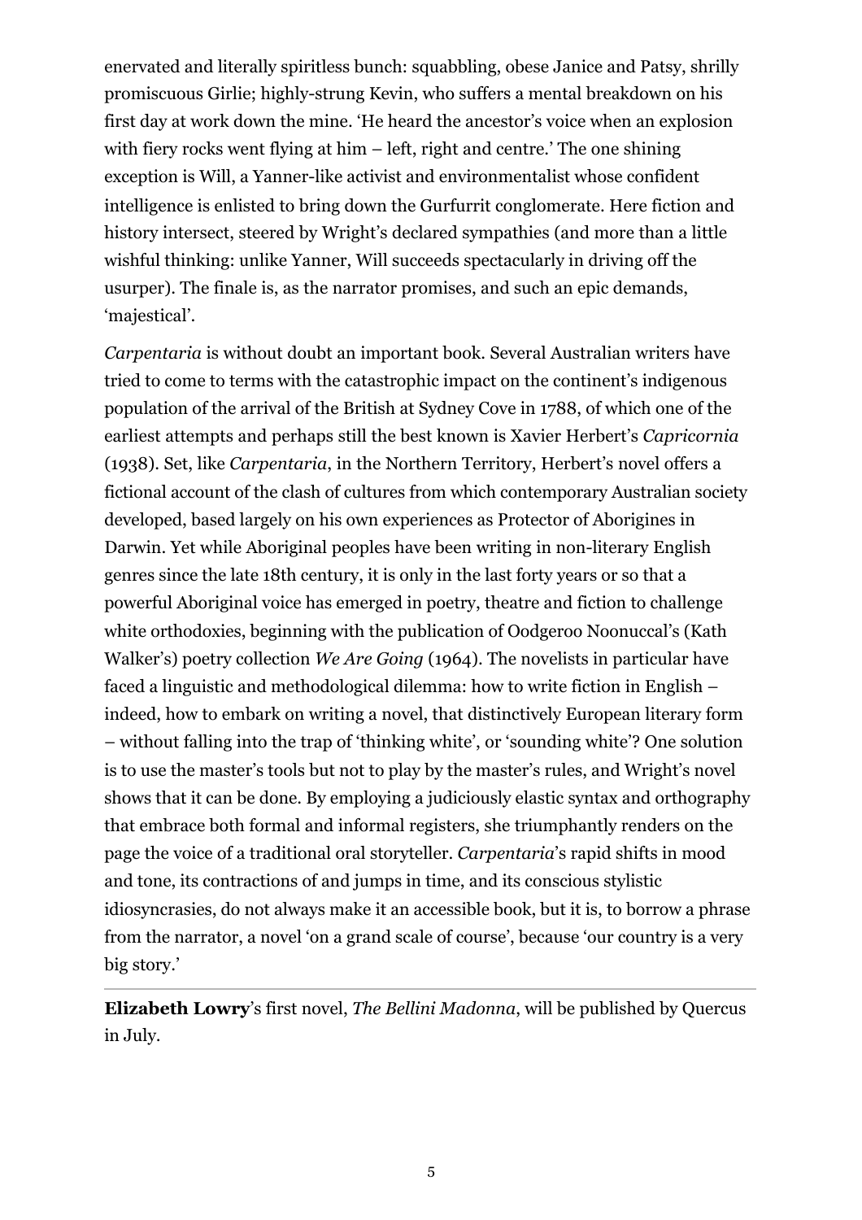enervated and literally spiritless bunch: squabbling, obese Janice and Patsy, shrilly promiscuous Girlie; highly-strung Kevin, who suffers a mental breakdown on his first day at work down the mine. 'He heard the ancestor's voice when an explosion with fiery rocks went flying at him – left, right and centre.' The one shining exception is Will, a Yanner-like activist and environmentalist whose confident intelligence is enlisted to bring down the Gurfurrit conglomerate. Here fiction and history intersect, steered by Wright's declared sympathies (and more than a little wishful thinking: unlike Yanner, Will succeeds spectacularly in driving off the usurper). The finale is, as the narrator promises, and such an epic demands, 'majestical'.

*Carpentaria* is without doubt an important book. Several Australian writers have tried to come to terms with the catastrophic impact on the continent's indigenous population of the arrival of the British at Sydney Cove in 1788, of which one of the earliest attempts and perhaps still the best known is Xavier Herbert's *Capricornia* (1938). Set, like *Carpentaria*, in the Northern Territory, Herbert's novel offers a fictional account of the clash of cultures from which contemporary Australian society developed, based largely on his own experiences as Protector of Aborigines in Darwin. Yet while Aboriginal peoples have been writing in non-literary English genres since the late 18th century, it is only in the last forty years or so that a powerful Aboriginal voice has emerged in poetry, theatre and fiction to challenge white orthodoxies, beginning with the publication of Oodgeroo Noonuccal's (Kath Walker's) poetry collection *We Are Going* (1964). The novelists in particular have faced a linguistic and methodological dilemma: how to write fiction in English – indeed, how to embark on writing a novel, that distinctively European literary form – without falling into the trap of 'thinking white', or 'sounding white'? One solution is to use the master's tools but not to play by the master's rules, and Wright's novel shows that it can be done. By employing a judiciously elastic syntax and orthography that embrace both formal and informal registers, she triumphantly renders on the page the voice of a traditional oral storyteller. *Carpentaria*'s rapid shifts in mood and tone, its contractions of and jumps in time, and its conscious stylistic idiosyncrasies, do not always make it an accessible book, but it is, to borrow a phrase from the narrator, a novel 'on a grand scale of course', because 'our country is a very big story.'

---

**Elizabeth Lowry**'s first novel, *The Bellini Madonna*, will be published by Quercus in July.